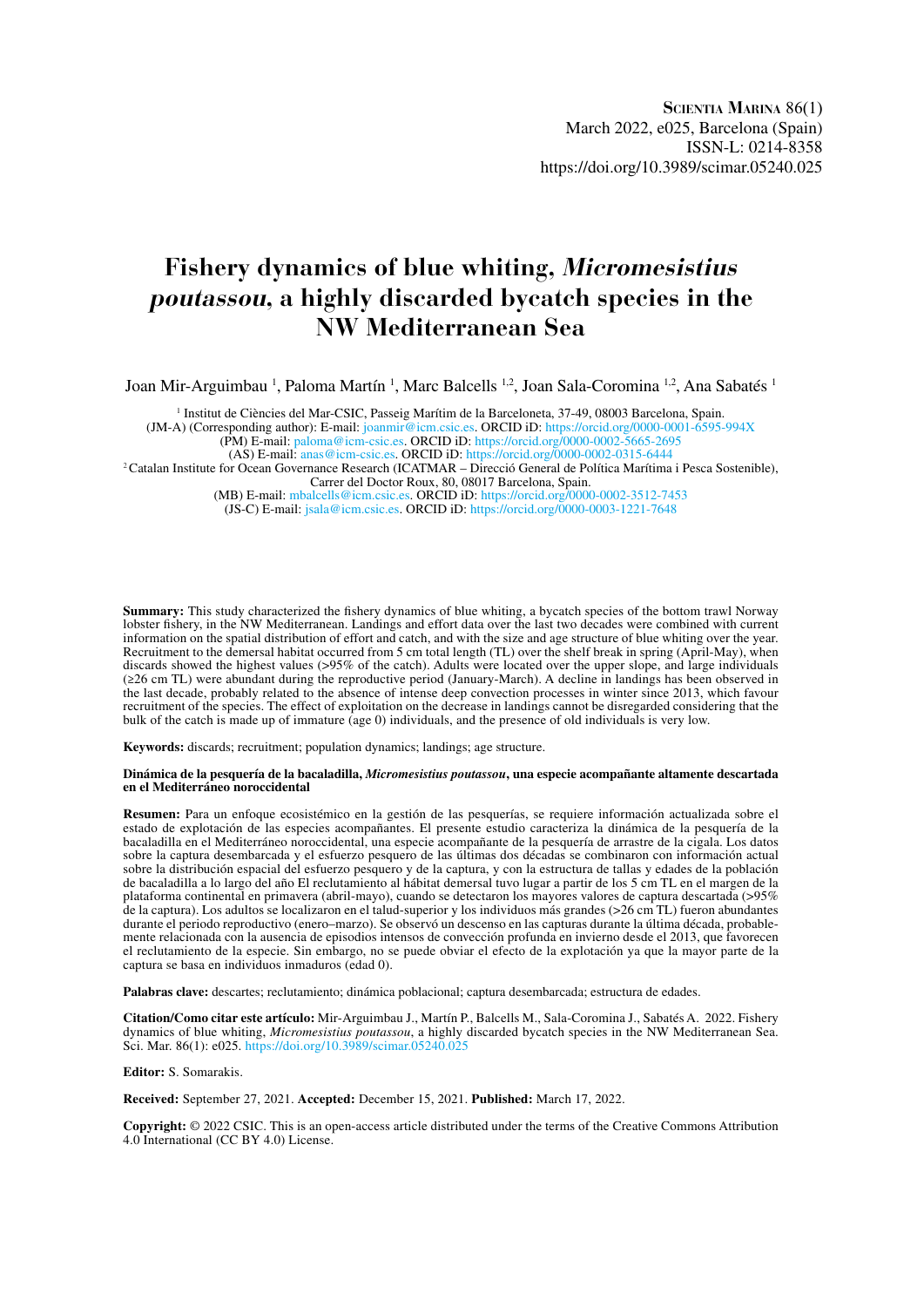**SCIENTIA MARINA** 86(1)
March 2022, e025, Barcelona (Spain)
ISSN-L: 0214-8358
https://doi.org/10.3989/scimar.05240.025

# Fishery dynamics of blue whiting, *Micromesistius poutassou*, a highly discarded bycatch species in the NW Mediterranean Sea

Joan Mir-Arguimbau [1], Paloma Martín [1], Marc Balcells [1,2], Joan Sala-Coromina [1,2], Ana Sabatés [1]

[1] Institut de Ciències del Mar-CSIC, Passeig Marítim de la Barceloneta, 37-49, 08003 Barcelona, Spain.
(JM-A) (Corresponding author): E-mail: joanmir@icm.csic.es. ORCID iD: https://orcid.org/0000-0001-6595-994X
(PM) E-mail: paloma@icm-csic.es. ORCID iD: https://orcid.org/0000-0002-5665-2695
(AS) E-mail: anas@icm-csic.es. ORCID iD: https://orcid.org/0000-0002-0315-6444
[2] Catalan Institute for Ocean Governance Research (ICATMAR – Direcció General de Política Marítima i Pesca Sostenible), Carrer del Doctor Roux, 80, 08017 Barcelona, Spain.
(MB) E-mail: mbalcells@icm.csic.es. ORCID iD: https://orcid.org/0000-0002-3512-7453
(JS-C) E-mail: jsala@icm.csic.es. ORCID iD: https://orcid.org/0000-0003-1221-7648

**Summary:** This study characterized the fishery dynamics of blue whiting, a bycatch species of the bottom trawl Norway lobster fishery, in the NW Mediterranean. Landings and effort data over the last two decades were combined with current information on the spatial distribution of effort and catch, and with the size and age structure of blue whiting over the year. Recruitment to the demersal habitat occurred from 5 cm total length (TL) over the shelf break in spring (April-May), when discards showed the highest values (>95% of the catch). Adults were located over the upper slope, and large individuals (≥26 cm TL) were abundant during the reproductive period (January-March). A decline in landings has been observed in the last decade, probably related to the absence of intense deep convection processes in winter since 2013, which favour recruitment of the species. The effect of exploitation on the decrease in landings cannot be disregarded considering that the bulk of the catch is made up of immature (age 0) individuals, and the presence of old individuals is very low.

**Keywords:** discards; recruitment; population dynamics; landings; age structure.

**Dinámica de la pesquería de la bacaladilla, *Micromesistius poutassou*, una especie acompañante altamente descartada en el Mediterráneo noroccidental**

**Resumen:** Para un enfoque ecosistémico en la gestión de las pesquerías, se requiere información actualizada sobre el estado de explotación de las especies acompañantes. El presente estudio caracteriza la dinámica de la pesquería de la bacaladilla en el Mediterráneo noroccidental, una especie acompañante de la pesquería de arrastre de la cigala. Los datos sobre la captura desembarcada y el esfuerzo pesquero de las últimas dos décadas se combinaron con información actual sobre la distribución espacial del esfuerzo pesquero y de la captura, y con la estructura de tallas y edades de la población de bacaladilla a lo largo del año El reclutamiento al hábitat demersal tuvo lugar a partir de los 5 cm TL en el margen de la plataforma continental en primavera (abril-mayo), cuando se detectaron los mayores valores de captura descartada (>95% de la captura). Los adultos se localizaron en el talud-superior y los individuos más grandes (>26 cm TL) fueron abundantes durante el periodo reproductivo (enero–marzo). Se observó un descenso en las capturas durante la última década, probablemente relacionada con la ausencia de episodios intensos de convección profunda en invierno desde el 2013, que favorecen el reclutamiento de la especie. Sin embargo, no se puede obviar el efecto de la explotación ya que la mayor parte de la captura se basa en individuos inmaduros (edad 0).

**Palabras clave:** descartes; reclutamiento; dinámica poblacional; captura desembarcada; estructura de edades.

**Citation/Como citar este artículo:** Mir-Arguimbau J., Martín P., Balcells M., Sala-Coromina J., Sabatés A. 2022. Fishery dynamics of blue whiting, *Micromesistius poutassou*, a highly discarded bycatch species in the NW Mediterranean Sea. Sci. Mar. 86(1): e025. https://doi.org/10.3989/scimar.05240.025

**Editor:** S. Somarakis.

**Received:** September 27, 2021. **Accepted:** December 15, 2021. **Published:** March 17, 2022.

**Copyright:** © 2022 CSIC. This is an open-access article distributed under the terms of the Creative Commons Attribution 4.0 International (CC BY 4.0) License.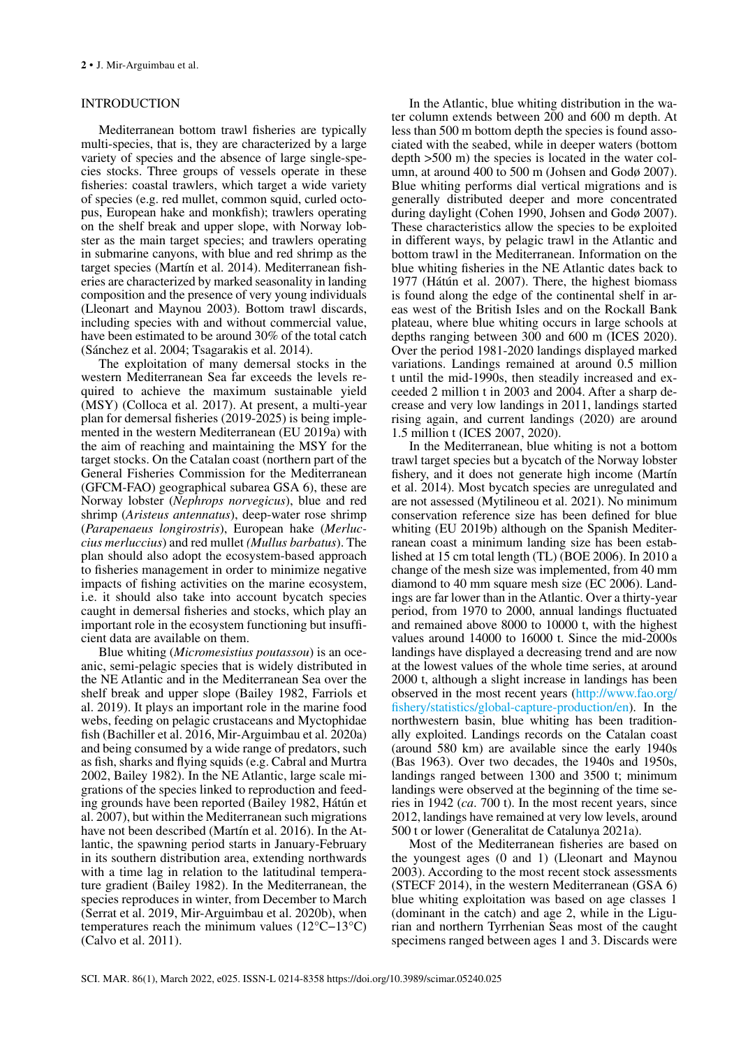## INTRODUCTION

Mediterranean bottom trawl fisheries are typically multi-species, that is, they are characterized by a large variety of species and the absence of large single-species stocks. Three groups of vessels operate in these fisheries: coastal trawlers, which target a wide variety of species (e.g. red mullet, common squid, curled octopus, European hake and monkfish); trawlers operating on the shelf break and upper slope, with Norway lobster as the main target species; and trawlers operating in submarine canyons, with blue and red shrimp as the target species (Martín et al. 2014). Mediterranean fisheries are characterized by marked seasonality in landing composition and the presence of very young individuals (Lleonart and Maynou 2003). Bottom trawl discards, including species with and without commercial value, have been estimated to be around 30% of the total catch (Sánchez et al. 2004; Tsagarakis et al. 2014).

The exploitation of many demersal stocks in the western Mediterranean Sea far exceeds the levels required to achieve the maximum sustainable yield (MSY) (Colloca et al. 2017). At present, a multi-year plan for demersal fisheries (2019-2025) is being implemented in the western Mediterranean (EU 2019a) with the aim of reaching and maintaining the MSY for the target stocks. On the Catalan coast (northern part of the General Fisheries Commission for the Mediterranean (GFCM-FAO) geographical subarea GSA 6), these are Norway lobster (*Nephrops norvegicus*), blue and red shrimp (*Aristeus antennatus*), deep-water rose shrimp (*Parapenaeus longirostris*), European hake (*Merluccius merluccius*) and red mullet *(Mullus barbatus*). The plan should also adopt the ecosystem-based approach to fisheries management in order to minimize negative impacts of fishing activities on the marine ecosystem, i.e. it should also take into account bycatch species caught in demersal fisheries and stocks, which play an important role in the ecosystem functioning but insufficient data are available on them.

Blue whiting (*Micromesistius poutassou*) is an oceanic, semi-pelagic species that is widely distributed in the NE Atlantic and in the Mediterranean Sea over the shelf break and upper slope (Bailey 1982, Farriols et al. 2019). It plays an important role in the marine food webs, feeding on pelagic crustaceans and Myctophidae fish (Bachiller et al. 2016, Mir-Arguimbau et al. 2020a) and being consumed by a wide range of predators, such as fish, sharks and flying squids (e.g. Cabral and Murtra 2002, Bailey 1982). In the NE Atlantic, large scale migrations of the species linked to reproduction and feeding grounds have been reported (Bailey 1982, Hátún et al. 2007), but within the Mediterranean such migrations have not been described (Martín et al. 2016). In the Atlantic, the spawning period starts in January-February in its southern distribution area, extending northwards with a time lag in relation to the latitudinal temperature gradient (Bailey 1982). In the Mediterranean, the species reproduces in winter, from December to March (Serrat et al. 2019, Mir-Arguimbau et al. 2020b), when temperatures reach the minimum values (12°C–13°C) (Calvo et al. 2011).

In the Atlantic, blue whiting distribution in the water column extends between 200 and 600 m depth. At less than 500 m bottom depth the species is found associated with the seabed, while in deeper waters (bottom depth >500 m) the species is located in the water column, at around 400 to 500 m (Johsen and Godø 2007). Blue whiting performs dial vertical migrations and is generally distributed deeper and more concentrated during daylight (Cohen 1990, Johsen and Godø 2007). These characteristics allow the species to be exploited in different ways, by pelagic trawl in the Atlantic and bottom trawl in the Mediterranean. Information on the blue whiting fisheries in the NE Atlantic dates back to 1977 (Hátún et al. 2007). There, the highest biomass is found along the edge of the continental shelf in areas west of the British Isles and on the Rockall Bank plateau, where blue whiting occurs in large schools at depths ranging between 300 and 600 m (ICES 2020). Over the period 1981-2020 landings displayed marked variations. Landings remained at around 0.5 million t until the mid-1990s, then steadily increased and exceeded 2 million t in 2003 and 2004. After a sharp decrease and very low landings in 2011, landings started rising again, and current landings (2020) are around 1.5 million t (ICES 2007, 2020).

In the Mediterranean, blue whiting is not a bottom trawl target species but a bycatch of the Norway lobster fishery, and it does not generate high income (Martín et al. 2014). Most bycatch species are unregulated and are not assessed (Mytilineou et al. 2021). No minimum conservation reference size has been defined for blue whiting (EU 2019b) although on the Spanish Mediterranean coast a minimum landing size has been established at 15 cm total length (TL) (BOE 2006). In 2010 a change of the mesh size was implemented, from 40 mm diamond to 40 mm square mesh size (EC 2006). Landings are far lower than in the Atlantic. Over a thirty-year period, from 1970 to 2000, annual landings fluctuated and remained above 8000 to 10000 t, with the highest values around 14000 to 16000 t. Since the mid-2000s landings have displayed a decreasing trend and are now at the lowest values of the whole time series, at around 2000 t, although a slight increase in landings has been observed in the most recent years (http://www.fao.org/fishery/statistics/global-capture-production/en). In the northwestern basin, blue whiting has been traditionally exploited. Landings records on the Catalan coast (around 580 km) are available since the early 1940s (Bas 1963). Over two decades, the 1940s and 1950s, landings ranged between 1300 and 3500 t; minimum landings were observed at the beginning of the time series in 1942 (*ca*. 700 t). In the most recent years, since 2012, landings have remained at very low levels, around 500 t or lower (Generalitat de Catalunya 2021a).

Most of the Mediterranean fisheries are based on the youngest ages (0 and 1) (Lleonart and Maynou 2003). According to the most recent stock assessments (STECF 2014), in the western Mediterranean (GSA 6) blue whiting exploitation was based on age classes 1 (dominant in the catch) and age 2, while in the Ligurian and northern Tyrrhenian Seas most of the caught specimens ranged between ages 1 and 3. Discards were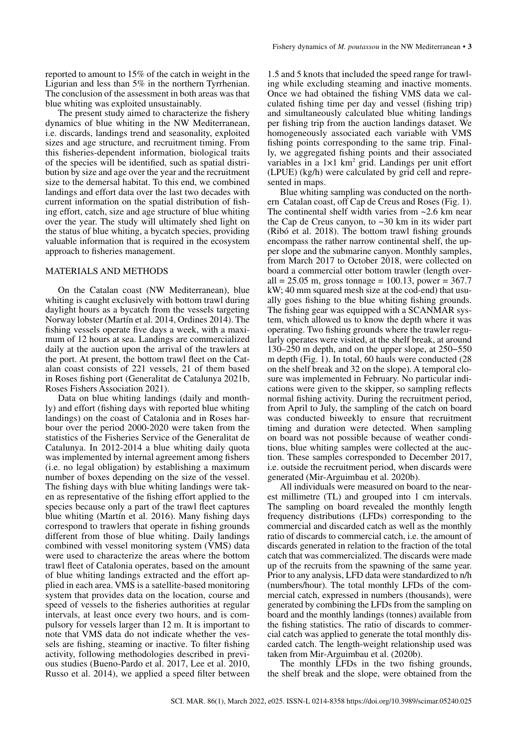reported to amount to 15% of the catch in weight in the Ligurian and less than 5% in the northern Tyrrhenian. The conclusion of the assessment in both areas was that blue whiting was exploited unsustainably.

The present study aimed to characterize the fishery dynamics of blue whiting in the NW Mediterranean, i.e. discards, landings trend and seasonality, exploited sizes and age structure, and recruitment timing. From this fisheries-dependent information, biological traits of the species will be identified, such as spatial distribution by size and age over the year and the recruitment size to the demersal habitat. To this end, we combined landings and effort data over the last two decades with current information on the spatial distribution of fishing effort, catch, size and age structure of blue whiting over the year. The study will ultimately shed light on the status of blue whiting, a bycatch species, providing valuable information that is required in the ecosystem approach to fisheries management.

## MATERIALS AND METHODS

On the Catalan coast (NW Mediterranean), blue whiting is caught exclusively with bottom trawl during daylight hours as a bycatch from the vessels targeting Norway lobster (Martín et al. 2014, Ordines 2014). The fishing vessels operate five days a week, with a maximum of 12 hours at sea. Landings are commercialized daily at the auction upon the arrival of the trawlers at the port. At present, the bottom trawl fleet on the Catalan coast consists of 221 vessels, 21 of them based in Roses fishing port (Generalitat de Catalunya 2021b, Roses Fishers Association 2021).

Data on blue whiting landings (daily and monthly) and effort (fishing days with reported blue whiting landings) on the coast of Catalonia and in Roses harbour over the period 2000-2020 were taken from the statistics of the Fisheries Service of the Generalitat de Catalunya. In 2012-2014 a blue whiting daily quota was implemented by internal agreement among fishers (i.e. no legal obligation) by establishing a maximum number of boxes depending on the size of the vessel. The fishing days with blue whiting landings were taken as representative of the fishing effort applied to the species because only a part of the trawl fleet captures blue whiting (Martín et al. 2016). Many fishing days correspond to trawlers that operate in fishing grounds different from those of blue whiting. Daily landings combined with vessel monitoring system (VMS) data were used to characterize the areas where the bottom trawl fleet of Catalonia operates, based on the amount of blue whiting landings extracted and the effort applied in each area. VMS is a satellite-based monitoring system that provides data on the location, course and speed of vessels to the fisheries authorities at regular intervals, at least once every two hours, and is compulsory for vessels larger than 12 m. It is important to note that VMS data do not indicate whether the vessels are fishing, steaming or inactive. To filter fishing activity, following methodologies described in previous studies (Bueno-Pardo et al. 2017, Lee et al. 2010, Russo et al. 2014), we applied a speed filter between 1.5 and 5 knots that included the speed range for trawling while excluding steaming and inactive moments. Once we had obtained the fishing VMS data we calculated fishing time per day and vessel (fishing trip) and simultaneously calculated blue whiting landings per fishing trip from the auction landings dataset. We homogeneously associated each variable with VMS fishing points corresponding to the same trip. Finally, we aggregated fishing points and their associated variables in a 1×1 km$^2$ grid. Landings per unit effort (LPUE) (kg/h) were calculated by grid cell and represented in maps.

Blue whiting sampling was conducted on the northern Catalan coast, off Cap de Creus and Roses (Fig. 1). The continental shelf width varies from ~2.6 km near the Cap de Creus canyon, to ~30 km in its wider part (Ribó et al. 2018). The bottom trawl fishing grounds encompass the rather narrow continental shelf, the upper slope and the submarine canyon. Monthly samples, from March 2017 to October 2018, were collected on board a commercial otter bottom trawler (length overall = 25.05 m, gross tonnage = 100.13, power = 367.7 kW; 40 mm squared mesh size at the cod-end) that usually goes fishing to the blue whiting fishing grounds. The fishing gear was equipped with a SCANMAR system, which allowed us to know the depth where it was operating. Two fishing grounds where the trawler regularly operates were visited, at the shelf break, at around 130–250 m depth, and on the upper slope, at 250–550 m depth (Fig. 1). In total, 60 hauls were conducted (28 on the shelf break and 32 on the slope). A temporal closure was implemented in February. No particular indications were given to the skipper, so sampling reflects normal fishing activity. During the recruitment period, from April to July, the sampling of the catch on board was conducted biweekly to ensure that recruitment timing and duration were detected. When sampling on board was not possible because of weather conditions, blue whiting samples were collected at the auction. These samples corresponded to December 2017, i.e. outside the recruitment period, when discards were generated (Mir-Arguimbau et al. 2020b).

All individuals were measured on board to the nearest millimetre (TL) and grouped into 1 cm intervals. The sampling on board revealed the monthly length frequency distributions (LFDs) corresponding to the commercial and discarded catch as well as the monthly ratio of discards to commercial catch, i.e. the amount of discards generated in relation to the fraction of the total catch that was commercialized. The discards were made up of the recruits from the spawning of the same year. Prior to any analysis, LFD data were standardized to n/h (numbers/hour). The total monthly LFDs of the commercial catch, expressed in numbers (thousands), were generated by combining the LFDs from the sampling on board and the monthly landings (tonnes) available from the fishing statistics. The ratio of discards to commercial catch was applied to generate the total monthly discarded catch. The length-weight relationship used was taken from Mir-Arguimbau et al. (2020b).

The monthly LFDs in the two fishing grounds, the shelf break and the slope, were obtained from the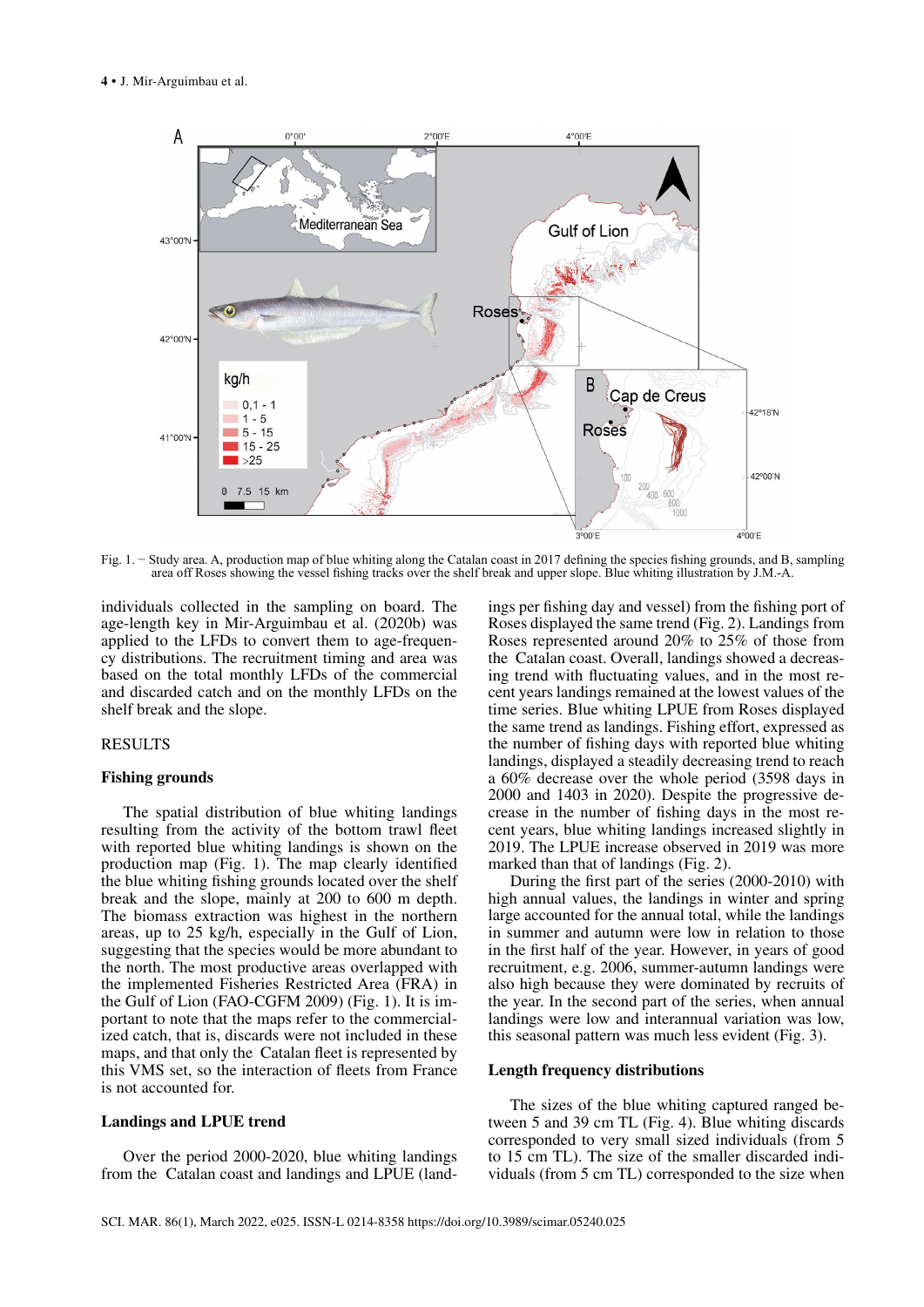Fig. 1. – Study area. A, production map of blue whiting along the Catalan coast in 2017 defining the species fishing grounds, and B, sampling area off Roses showing the vessel fishing tracks over the shelf break and upper slope. Blue whiting illustration by J.M.-A.

individuals collected in the sampling on board. The age-length key in Mir-Arguimbau et al. (2020b) was applied to the LFDs to convert them to age-frequency distributions. The recruitment timing and area was based on the total monthly LFDs of the commercial and discarded catch and on the monthly LFDs on the shelf break and the slope.

## RESULTS

### Fishing grounds

The spatial distribution of blue whiting landings resulting from the activity of the bottom trawl fleet with reported blue whiting landings is shown on the production map (Fig. 1). The map clearly identified the blue whiting fishing grounds located over the shelf break and the slope, mainly at 200 to 600 m depth. The biomass extraction was highest in the northern areas, up to 25 kg/h, especially in the Gulf of Lion, suggesting that the species would be more abundant to the north. The most productive areas overlapped with the implemented Fisheries Restricted Area (FRA) in the Gulf of Lion (FAO-CGFM 2009) (Fig. 1). It is important to note that the maps refer to the commercialized catch, that is, discards were not included in these maps, and that only the Catalan fleet is represented by this VMS set, so the interaction of fleets from France is not accounted for.

### Landings and LPUE trend

Over the period 2000-2020, blue whiting landings from the Catalan coast and landings and LPUE (landings per fishing day and vessel) from the fishing port of Roses displayed the same trend (Fig. 2). Landings from Roses represented around 20% to 25% of those from the Catalan coast. Overall, landings showed a decreasing trend with fluctuating values, and in the most recent years landings remained at the lowest values of the time series. Blue whiting LPUE from Roses displayed the same trend as landings. Fishing effort, expressed as the number of fishing days with reported blue whiting landings, displayed a steadily decreasing trend to reach a 60% decrease over the whole period (3598 days in 2000 and 1403 in 2020). Despite the progressive decrease in the number of fishing days in the most recent years, blue whiting landings increased slightly in 2019. The LPUE increase observed in 2019 was more marked than that of landings (Fig. 2).

During the first part of the series (2000-2010) with high annual values, the landings in winter and spring large accounted for the annual total, while the landings in summer and autumn were low in relation to those in the first half of the year. However, in years of good recruitment, e.g. 2006, summer-autumn landings were also high because they were dominated by recruits of the year. In the second part of the series, when annual landings were low and interannual variation was low, this seasonal pattern was much less evident (Fig. 3).

### Length frequency distributions

The sizes of the blue whiting captured ranged between 5 and 39 cm TL (Fig. 4). Blue whiting discards corresponded to very small sized individuals (from 5 to 15 cm TL). The size of the smaller discarded individuals (from 5 cm TL) corresponded to the size when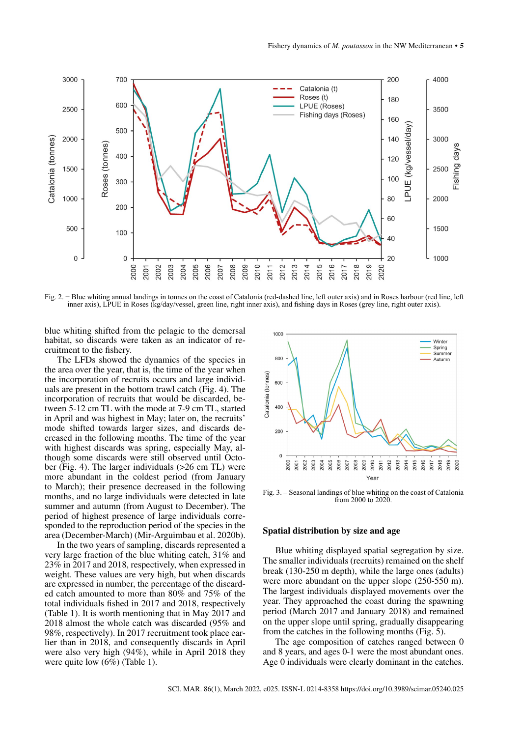Fig. 2. – Blue whiting annual landings in tonnes on the coast of Catalonia (red-dashed line, left outer axis) and in Roses harbour (red line, left inner axis), LPUE in Roses (kg/day/vessel, green line, right inner axis), and fishing days in Roses (grey line, right outer axis).

blue whiting shifted from the pelagic to the demersal habitat, so discards were taken as an indicator of recruitment to the fishery.

The LFDs showed the dynamics of the species in the area over the year, that is, the time of the year when the incorporation of recruits occurs and large individuals are present in the bottom trawl catch (Fig. 4). The incorporation of recruits that would be discarded, between 5-12 cm TL with the mode at 7-9 cm TL, started in April and was highest in May; later on, the recruits' mode shifted towards larger sizes, and discards decreased in the following months. The time of the year with highest discards was spring, especially May, although some discards were still observed until October (Fig. 4). The larger individuals (>26 cm TL) were more abundant in the coldest period (from January to March); their presence decreased in the following months, and no large individuals were detected in late summer and autumn (from August to December). The period of highest presence of large individuals corresponded to the reproduction period of the species in the area (December-March) (Mir-Arguimbau et al. 2020b).

In the two years of sampling, discards represented a very large fraction of the blue whiting catch, 31% and 23% in 2017 and 2018, respectively, when expressed in weight. These values are very high, but when discards are expressed in number, the percentage of the discarded catch amounted to more than 80% and 75% of the total individuals fished in 2017 and 2018, respectively (Table 1). It is worth mentioning that in May 2017 and 2018 almost the whole catch was discarded (95% and 98%, respectively). In 2017 recruitment took place earlier than in 2018, and consequently discards in April were also very high (94%), while in April 2018 they were quite low (6%) (Table 1).

Fig. 3. – Seasonal landings of blue whiting on the coast of Catalonia from 2000 to 2020.

## Spatial distribution by size and age

Blue whiting displayed spatial segregation by size. The smaller individuals (recruits) remained on the shelf break (130-250 m depth), while the large ones (adults) were more abundant on the upper slope (250-550 m). The largest individuals displayed movements over the year. They approached the coast during the spawning period (March 2017 and January 2018) and remained on the upper slope until spring, gradually disappearing from the catches in the following months (Fig. 5).

The age composition of catches ranged between 0 and 8 years, and ages 0-1 were the most abundant ones. Age 0 individuals were clearly dominant in the catches.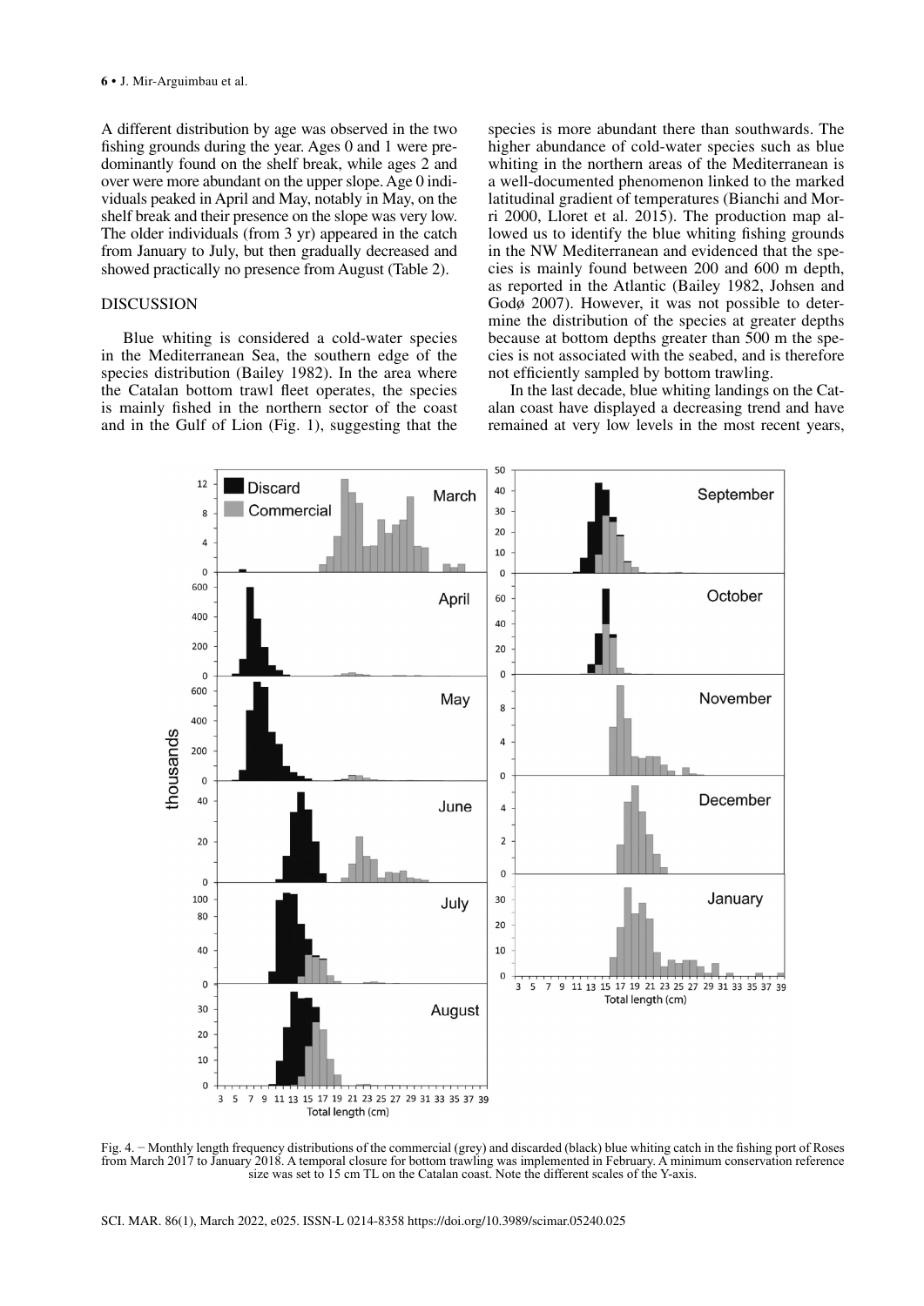A different distribution by age was observed in the two fishing grounds during the year. Ages 0 and 1 were predominantly found on the shelf break, while ages 2 and over were more abundant on the upper slope. Age 0 individuals peaked in April and May, notably in May, on the shelf break and their presence on the slope was very low. The older individuals (from 3 yr) appeared in the catch from January to July, but then gradually decreased and showed practically no presence from August (Table 2).

## DISCUSSION

Blue whiting is considered a cold-water species in the Mediterranean Sea, the southern edge of the species distribution (Bailey 1982). In the area where the Catalan bottom trawl fleet operates, the species is mainly fished in the northern sector of the coast and in the Gulf of Lion (Fig. 1), suggesting that the species is more abundant there than southwards. The higher abundance of cold-water species such as blue whiting in the northern areas of the Mediterranean is a well-documented phenomenon linked to the marked latitudinal gradient of temperatures (Bianchi and Morri 2000, Lloret et al. 2015). The production map allowed us to identify the blue whiting fishing grounds in the NW Mediterranean and evidenced that the species is mainly found between 200 and 600 m depth, as reported in the Atlantic (Bailey 1982, Johsen and Godø 2007). However, it was not possible to determine the distribution of the species at greater depths because at bottom depths greater than 500 m the species is not associated with the seabed, and is therefore not efficiently sampled by bottom trawling.

In the last decade, blue whiting landings on the Catalan coast have displayed a decreasing trend and have remained at very low levels in the most recent years,

Fig. 4. – Monthly length frequency distributions of the commercial (grey) and discarded (black) blue whiting catch in the fishing port of Roses from March 2017 to January 2018. A temporal closure for bottom trawling was implemented in February. A minimum conservation reference size was set to 15 cm TL on the Catalan coast. Note the different scales of the Y-axis.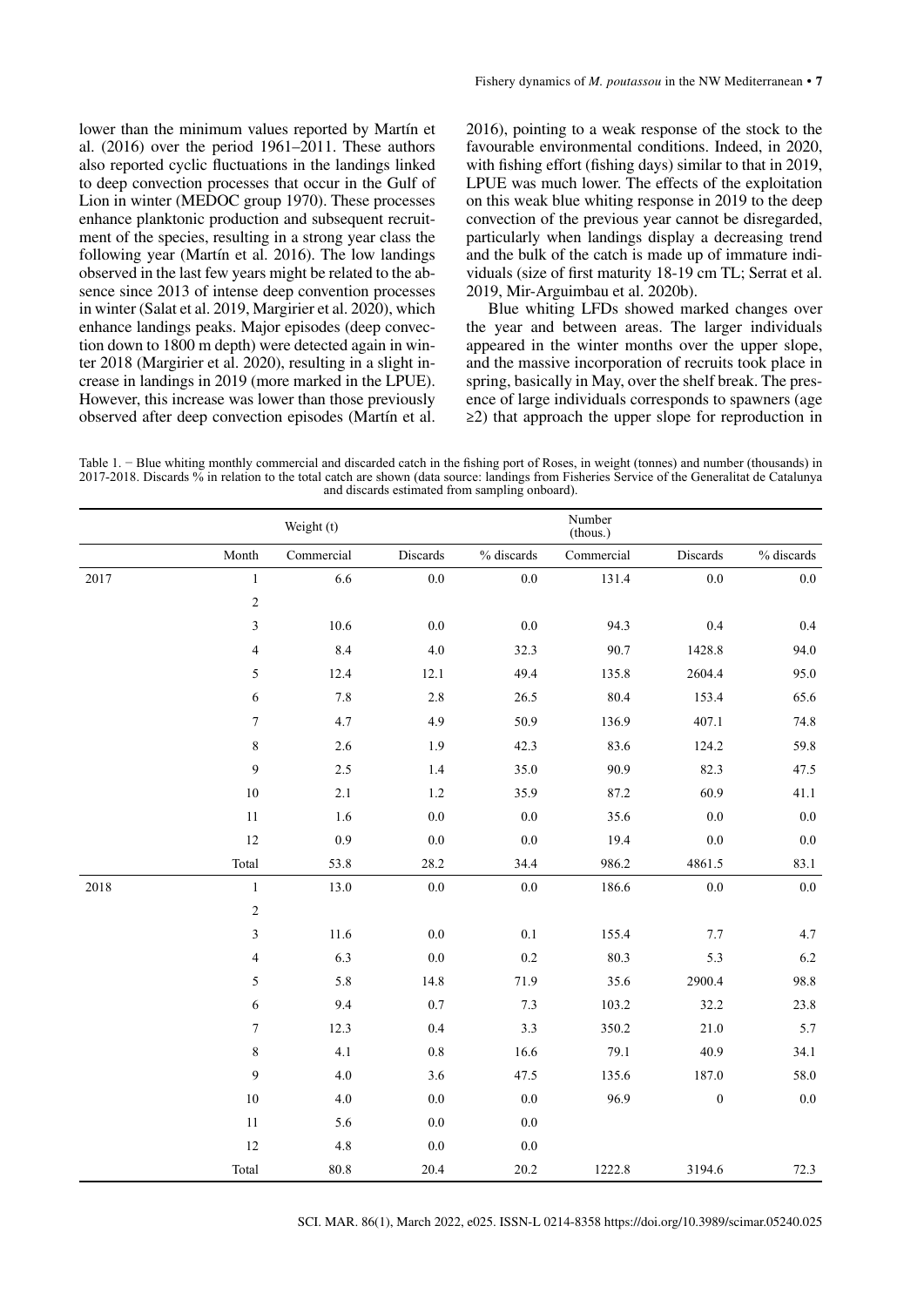lower than the minimum values reported by Martín et al. (2016) over the period 1961–2011. These authors also reported cyclic fluctuations in the landings linked to deep convection processes that occur in the Gulf of Lion in winter (MEDOC group 1970). These processes enhance planktonic production and subsequent recruitment of the species, resulting in a strong year class the following year (Martín et al. 2016). The low landings observed in the last few years might be related to the absence since 2013 of intense deep convention processes in winter (Salat et al. 2019, Margirier et al. 2020), which enhance landings peaks. Major episodes (deep convection down to 1800 m depth) were detected again in winter 2018 (Margirier et al. 2020), resulting in a slight increase in landings in 2019 (more marked in the LPUE). However, this increase was lower than those previously observed after deep convection episodes (Martín et al. 2016), pointing to a weak response of the stock to the favourable environmental conditions. Indeed, in 2020, with fishing effort (fishing days) similar to that in 2019, LPUE was much lower. The effects of the exploitation on this weak blue whiting response in 2019 to the deep convection of the previous year cannot be disregarded, particularly when landings display a decreasing trend and the bulk of the catch is made up of immature individuals (size of first maturity 18-19 cm TL; Serrat et al. 2019, Mir-Arguimbau et al. 2020b).

Blue whiting LFDs showed marked changes over the year and between areas. The larger individuals appeared in the winter months over the upper slope, and the massive incorporation of recruits took place in spring, basically in May, over the shelf break. The presence of large individuals corresponds to spawners (age ≥2) that approach the upper slope for reproduction in

Table 1. − Blue whiting monthly commercial and discarded catch in the fishing port of Roses, in weight (tonnes) and number (thousands) in 2017-2018. Discards % in relation to the total catch are shown (data source: landings from Fisheries Service of the Generalitat de Catalunya and discards estimated from sampling onboard).

| | | Weight (t) | | | Number (thous.) | | |
|---|---|---|---|---|---|---|---|
| | Month | Commercial | Discards | % discards | Commercial | Discards | % discards |
| 2017 | 1 | 6.6 | 0.0 | 0.0 | 131.4 | 0.0 | 0.0 |
| | 2 | | | | | | |
| | 3 | 10.6 | 0.0 | 0.0 | 94.3 | 0.4 | 0.4 |
| | 4 | 8.4 | 4.0 | 32.3 | 90.7 | 1428.8 | 94.0 |
| | 5 | 12.4 | 12.1 | 49.4 | 135.8 | 2604.4 | 95.0 |
| | 6 | 7.8 | 2.8 | 26.5 | 80.4 | 153.4 | 65.6 |
| | 7 | 4.7 | 4.9 | 50.9 | 136.9 | 407.1 | 74.8 |
| | 8 | 2.6 | 1.9 | 42.3 | 83.6 | 124.2 | 59.8 |
| | 9 | 2.5 | 1.4 | 35.0 | 90.9 | 82.3 | 47.5 |
| | 10 | 2.1 | 1.2 | 35.9 | 87.2 | 60.9 | 41.1 |
| | 11 | 1.6 | 0.0 | 0.0 | 35.6 | 0.0 | 0.0 |
| | 12 | 0.9 | 0.0 | 0.0 | 19.4 | 0.0 | 0.0 |
| | Total | 53.8 | 28.2 | 34.4 | 986.2 | 4861.5 | 83.1 |
| 2018 | 1 | 13.0 | 0.0 | 0.0 | 186.6 | 0.0 | 0.0 |
| | 2 | | | | | | |
| | 3 | 11.6 | 0.0 | 0.1 | 155.4 | 7.7 | 4.7 |
| | 4 | 6.3 | 0.0 | 0.2 | 80.3 | 5.3 | 6.2 |
| | 5 | 5.8 | 14.8 | 71.9 | 35.6 | 2900.4 | 98.8 |
| | 6 | 9.4 | 0.7 | 7.3 | 103.2 | 32.2 | 23.8 |
| | 7 | 12.3 | 0.4 | 3.3 | 350.2 | 21.0 | 5.7 |
| | 8 | 4.1 | 0.8 | 16.6 | 79.1 | 40.9 | 34.1 |
| | 9 | 4.0 | 3.6 | 47.5 | 135.6 | 187.0 | 58.0 |
| | 10 | 4.0 | 0.0 | 0.0 | 96.9 | 0 | 0.0 |
| | 11 | 5.6 | 0.0 | 0.0 | | | |
| | 12 | 4.8 | 0.0 | 0.0 | | | |
| | Total | 80.8 | 20.4 | 20.2 | 1222.8 | 3194.6 | 72.3 |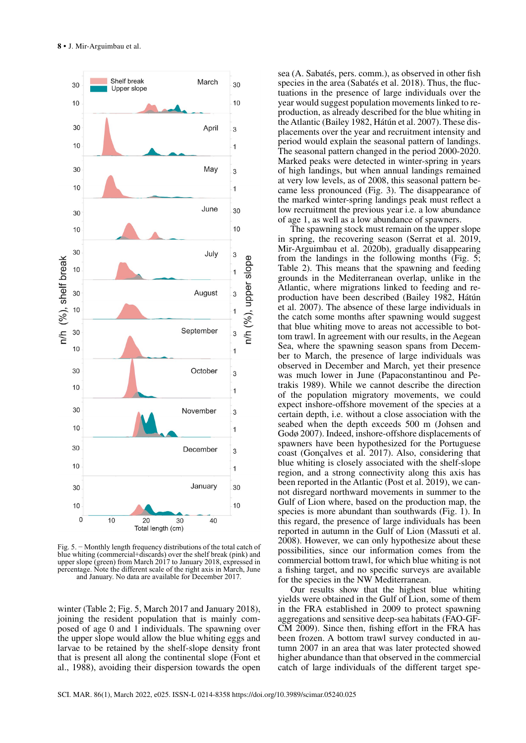Fig. 5. – Monthly length frequency distributions of the total catch of blue whiting (commercial+discards) over the shelf break (pink) and upper slope (green) from March 2017 to January 2018, expressed in percentage. Note the different scale of the right axis in March, June and January. No data are available for December 2017.

winter (Table 2; Fig. 5, March 2017 and January 2018), joining the resident population that is mainly composed of age 0 and 1 individuals. The spawning over the upper slope would allow the blue whiting eggs and larvae to be retained by the shelf-slope density front that is present all along the continental slope (Font et al., 1988), avoiding their dispersion towards the open sea (A. Sabatés, pers. comm.), as observed in other fish species in the area (Sabatés et al. 2018). Thus, the fluctuations in the presence of large individuals over the year would suggest population movements linked to reproduction, as already described for the blue whiting in the Atlantic (Bailey 1982, Hátún et al. 2007). These displacements over the year and recruitment intensity and period would explain the seasonal pattern of landings. The seasonal pattern changed in the period 2000-2020. Marked peaks were detected in winter-spring in years of high landings, but when annual landings remained at very low levels, as of 2008, this seasonal pattern became less pronounced (Fig. 3). The disappearance of the marked winter-spring landings peak must reflect a low recruitment the previous year i.e. a low abundance of age 1, as well as a low abundance of spawners.

The spawning stock must remain on the upper slope in spring, the recovering season (Serrat et al. 2019, Mir-Arguimbau et al. 2020b), gradually disappearing from the landings in the following months (Fig. 5; Table 2). This means that the spawning and feeding grounds in the Mediterranean overlap, unlike in the Atlantic, where migrations linked to feeding and reproduction have been described (Bailey 1982, Hátún et al. 2007). The absence of these large individuals in the catch some months after spawning would suggest that blue whiting move to areas not accessible to bottom trawl. In agreement with our results, in the Aegean Sea, where the spawning season spans from December to March, the presence of large individuals was observed in December and March, yet their presence was much lower in June (Papaconstantinou and Petrakis 1989). While we cannot describe the direction of the population migratory movements, we could expect inshore-offshore movement of the species at a certain depth, i.e. without a close association with the seabed when the depth exceeds 500 m (Johsen and Godø 2007). Indeed, inshore-offshore displacements of spawners have been hypothesized for the Portuguese coast (Gonçalves et al. 2017). Also, considering that blue whiting is closely associated with the shelf-slope region, and a strong connectivity along this axis has been reported in the Atlantic (Post et al. 2019), we cannot disregard northward movements in summer to the Gulf of Lion where, based on the production map, the species is more abundant than southwards (Fig. 1). In this regard, the presence of large individuals has been reported in autumn in the Gulf of Lion (Massutí et al. 2008). However, we can only hypothesize about these possibilities, since our information comes from the commercial bottom trawl, for which blue whiting is not a fishing target, and no specific surveys are available for the species in the NW Mediterranean.

Our results show that the highest blue whiting yields were obtained in the Gulf of Lion, some of them in the FRA established in 2009 to protect spawning aggregations and sensitive deep-sea habitats (FAO-GFCM 2009). Since then, fishing effort in the FRA has been frozen. A bottom trawl survey conducted in autumn 2007 in an area that was later protected showed higher abundance than that observed in the commercial catch of large individuals of the different target spe-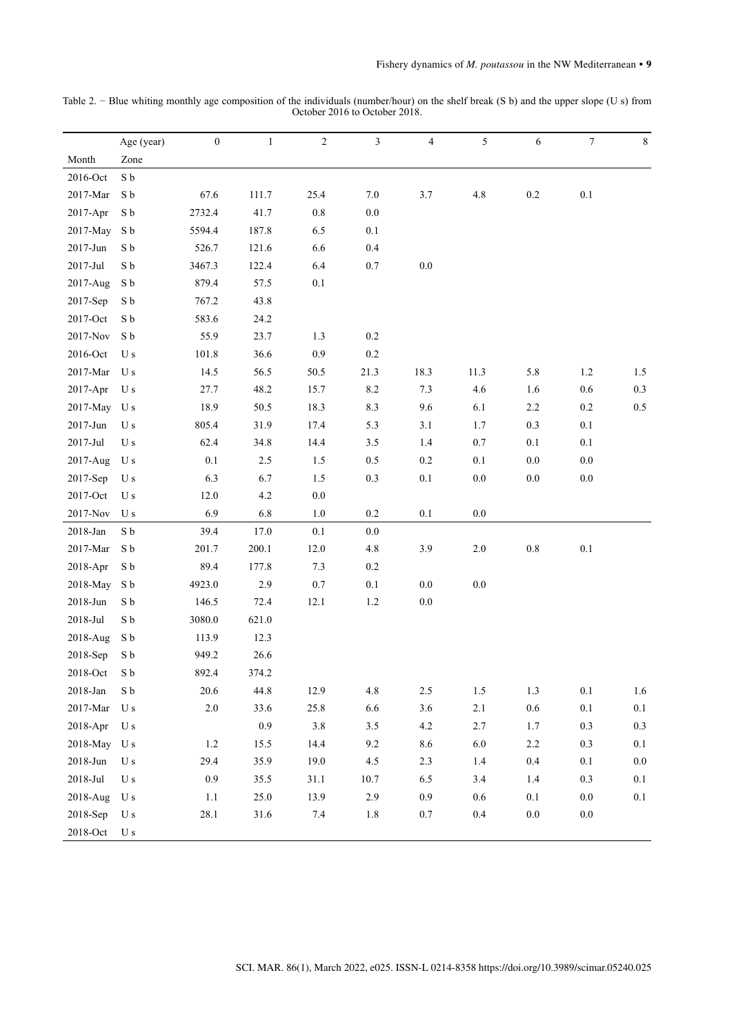Table 2. − Blue whiting monthly age composition of the individuals (number/hour) on the shelf break (S b) and the upper slope (U s) from October 2016 to October 2018.

| Month | Age (year) / Zone | 0 | 1 | 2 | 3 | 4 | 5 | 6 | 7 | 8 |
|---|---|---|---|---|---|---|---|---|---|---|
| 2016-Oct | S b | | | | | | | | | |
| 2017-Mar | S b | 67.6 | 111.7 | 25.4 | 7.0 | 3.7 | 4.8 | 0.2 | 0.1 | |
| 2017-Apr | S b | 2732.4 | 41.7 | 0.8 | 0.0 | | | | | |
| 2017-May | S b | 5594.4 | 187.8 | 6.5 | 0.1 | | | | | |
| 2017-Jun | S b | 526.7 | 121.6 | 6.6 | 0.4 | | | | | |
| 2017-Jul | S b | 3467.3 | 122.4 | 6.4 | 0.7 | 0.0 | | | | |
| 2017-Aug | S b | 879.4 | 57.5 | 0.1 | | | | | | |
| 2017-Sep | S b | 767.2 | 43.8 | | | | | | | |
| 2017-Oct | S b | 583.6 | 24.2 | | | | | | | |
| 2017-Nov | S b | 55.9 | 23.7 | 1.3 | 0.2 | | | | | |
| 2016-Oct | U s | 101.8 | 36.6 | 0.9 | 0.2 | | | | | |
| 2017-Mar | U s | 14.5 | 56.5 | 50.5 | 21.3 | 18.3 | 11.3 | 5.8 | 1.2 | 1.5 |
| 2017-Apr | U s | 27.7 | 48.2 | 15.7 | 8.2 | 7.3 | 4.6 | 1.6 | 0.6 | 0.3 |
| 2017-May | U s | 18.9 | 50.5 | 18.3 | 8.3 | 9.6 | 6.1 | 2.2 | 0.2 | 0.5 |
| 2017-Jun | U s | 805.4 | 31.9 | 17.4 | 5.3 | 3.1 | 1.7 | 0.3 | 0.1 | |
| 2017-Jul | U s | 62.4 | 34.8 | 14.4 | 3.5 | 1.4 | 0.7 | 0.1 | 0.1 | |
| 2017-Aug | U s | 0.1 | 2.5 | 1.5 | 0.5 | 0.2 | 0.1 | 0.0 | 0.0 | |
| 2017-Sep | U s | 6.3 | 6.7 | 1.5 | 0.3 | 0.1 | 0.0 | 0.0 | 0.0 | |
| 2017-Oct | U s | 12.0 | 4.2 | 0.0 | | | | | | |
| 2017-Nov | U s | 6.9 | 6.8 | 1.0 | 0.2 | 0.1 | 0.0 | | | |
| 2018-Jan | S b | 39.4 | 17.0 | 0.1 | 0.0 | | | | | |
| 2017-Mar | S b | 201.7 | 200.1 | 12.0 | 4.8 | 3.9 | 2.0 | 0.8 | 0.1 | |
| 2018-Apr | S b | 89.4 | 177.8 | 7.3 | 0.2 | | | | | |
| 2018-May | S b | 4923.0 | 2.9 | 0.7 | 0.1 | 0.0 | 0.0 | | | |
| 2018-Jun | S b | 146.5 | 72.4 | 12.1 | 1.2 | 0.0 | | | | |
| 2018-Jul | S b | 3080.0 | 621.0 | | | | | | | |
| 2018-Aug | S b | 113.9 | 12.3 | | | | | | | |
| 2018-Sep | S b | 949.2 | 26.6 | | | | | | | |
| 2018-Oct | S b | 892.4 | 374.2 | | | | | | | |
| 2018-Jan | S b | 20.6 | 44.8 | 12.9 | 4.8 | 2.5 | 1.5 | 1.3 | 0.1 | 1.6 |
| 2017-Mar | U s | 2.0 | 33.6 | 25.8 | 6.6 | 3.6 | 2.1 | 0.6 | 0.1 | 0.1 |
| 2018-Apr | U s | | 0.9 | 3.8 | 3.5 | 4.2 | 2.7 | 1.7 | 0.3 | 0.3 |
| 2018-May | U s | 1.2 | 15.5 | 14.4 | 9.2 | 8.6 | 6.0 | 2.2 | 0.3 | 0.1 |
| 2018-Jun | U s | 29.4 | 35.9 | 19.0 | 4.5 | 2.3 | 1.4 | 0.4 | 0.1 | 0.0 |
| 2018-Jul | U s | 0.9 | 35.5 | 31.1 | 10.7 | 6.5 | 3.4 | 1.4 | 0.3 | 0.1 |
| 2018-Aug | U s | 1.1 | 25.0 | 13.9 | 2.9 | 0.9 | 0.6 | 0.1 | 0.0 | 0.1 |
| 2018-Sep | U s | 28.1 | 31.6 | 7.4 | 1.8 | 0.7 | 0.4 | 0.0 | 0.0 | |
| 2018-Oct | U s | | | | | | | | | |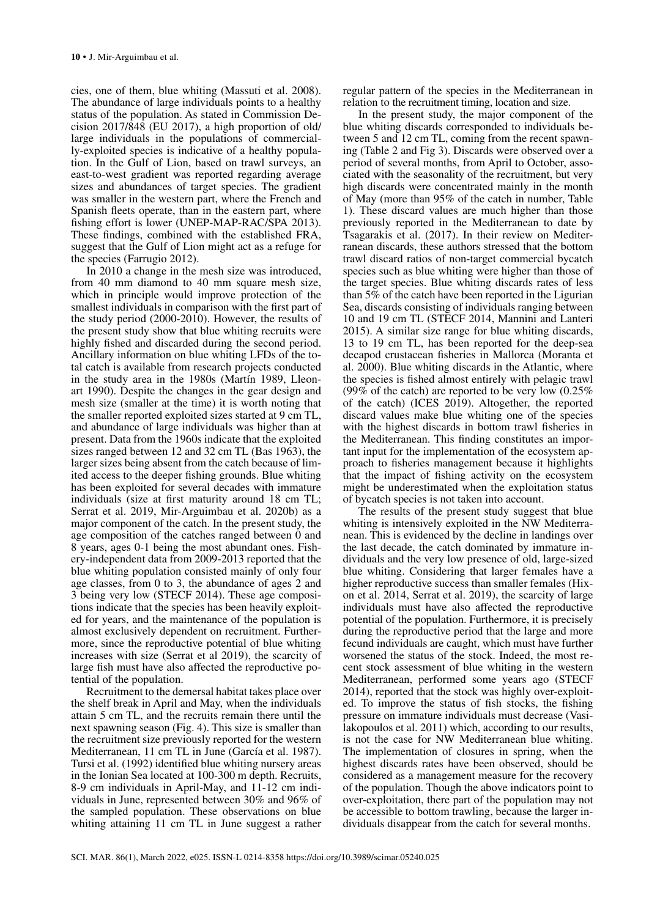cies, one of them, blue whiting (Massutí et al. 2008). The abundance of large individuals points to a healthy status of the population. As stated in Commission Decision 2017/848 (EU 2017), a high proportion of old/large individuals in the populations of commercially-exploited species is indicative of a healthy population. In the Gulf of Lion, based on trawl surveys, an east-to-west gradient was reported regarding average sizes and abundances of target species. The gradient was smaller in the western part, where the French and Spanish fleets operate, than in the eastern part, where fishing effort is lower (UNEP-MAP-RAC/SPA 2013). These findings, combined with the established FRA, suggest that the Gulf of Lion might act as a refuge for the species (Farrugio 2012).

In 2010 a change in the mesh size was introduced, from 40 mm diamond to 40 mm square mesh size, which in principle would improve protection of the smallest individuals in comparison with the first part of the study period (2000-2010). However, the results of the present study show that blue whiting recruits were highly fished and discarded during the second period. Ancillary information on blue whiting LFDs of the total catch is available from research projects conducted in the study area in the 1980s (Martín 1989, Lleonart 1990). Despite the changes in the gear design and mesh size (smaller at the time) it is worth noting that the smaller reported exploited sizes started at 9 cm TL, and abundance of large individuals was higher than at present. Data from the 1960s indicate that the exploited sizes ranged between 12 and 32 cm TL (Bas 1963), the larger sizes being absent from the catch because of limited access to the deeper fishing grounds. Blue whiting has been exploited for several decades with immature individuals (size at first maturity around 18 cm TL; Serrat et al. 2019, Mir-Arguimbau et al. 2020b) as a major component of the catch. In the present study, the age composition of the catches ranged between 0 and 8 years, ages 0-1 being the most abundant ones. Fishery-independent data from 2009-2013 reported that the blue whiting population consisted mainly of only four age classes, from 0 to 3, the abundance of ages 2 and 3 being very low (STECF 2014). These age compositions indicate that the species has been heavily exploited for years, and the maintenance of the population is almost exclusively dependent on recruitment. Furthermore, since the reproductive potential of blue whiting increases with size (Serrat et al 2019), the scarcity of large fish must have also affected the reproductive potential of the population.

Recruitment to the demersal habitat takes place over the shelf break in April and May, when the individuals attain 5 cm TL, and the recruits remain there until the next spawning season (Fig. 4). This size is smaller than the recruitment size previously reported for the western Mediterranean, 11 cm TL in June (García et al. 1987). Tursi et al. (1992) identified blue whiting nursery areas in the Ionian Sea located at 100-300 m depth. Recruits, 8-9 cm individuals in April-May, and 11-12 cm individuals in June, represented between 30% and 96% of the sampled population. These observations on blue whiting attaining 11 cm TL in June suggest a rather regular pattern of the species in the Mediterranean in relation to the recruitment timing, location and size.

In the present study, the major component of the blue whiting discards corresponded to individuals between 5 and 12 cm TL, coming from the recent spawning (Table 2 and Fig 3). Discards were observed over a period of several months, from April to October, associated with the seasonality of the recruitment, but very high discards were concentrated mainly in the month of May (more than 95% of the catch in number, Table 1). These discard values are much higher than those previously reported in the Mediterranean to date by Tsagarakis et al. (2017). In their review on Mediterranean discards, these authors stressed that the bottom trawl discard ratios of non-target commercial bycatch species such as blue whiting were higher than those of the target species. Blue whiting discards rates of less than 5% of the catch have been reported in the Ligurian Sea, discards consisting of individuals ranging between 10 and 19 cm TL (STECF 2014, Mannini and Lanteri 2015). A similar size range for blue whiting discards, 13 to 19 cm TL, has been reported for the deep-sea decapod crustacean fisheries in Mallorca (Moranta et al. 2000). Blue whiting discards in the Atlantic, where the species is fished almost entirely with pelagic trawl (99% of the catch) are reported to be very low (0.25% of the catch) (ICES 2019). Altogether, the reported discard values make blue whiting one of the species with the highest discards in bottom trawl fisheries in the Mediterranean. This finding constitutes an important input for the implementation of the ecosystem approach to fisheries management because it highlights that the impact of fishing activity on the ecosystem might be underestimated when the exploitation status of bycatch species is not taken into account.

The results of the present study suggest that blue whiting is intensively exploited in the NW Mediterranean. This is evidenced by the decline in landings over the last decade, the catch dominated by immature individuals and the very low presence of old, large-sized blue whiting. Considering that larger females have a higher reproductive success than smaller females (Hixon et al. 2014, Serrat et al. 2019), the scarcity of large individuals must have also affected the reproductive potential of the population. Furthermore, it is precisely during the reproductive period that the large and more fecund individuals are caught, which must have further worsened the status of the stock. Indeed, the most recent stock assessment of blue whiting in the western Mediterranean, performed some years ago (STECF 2014), reported that the stock was highly over-exploited. To improve the status of fish stocks, the fishing pressure on immature individuals must decrease (Vasilakopoulos et al. 2011) which, according to our results, is not the case for NW Mediterranean blue whiting. The implementation of closures in spring, when the highest discards rates have been observed, should be considered as a management measure for the recovery of the population. Though the above indicators point to over-exploitation, there part of the population may not be accessible to bottom trawling, because the larger individuals disappear from the catch for several months.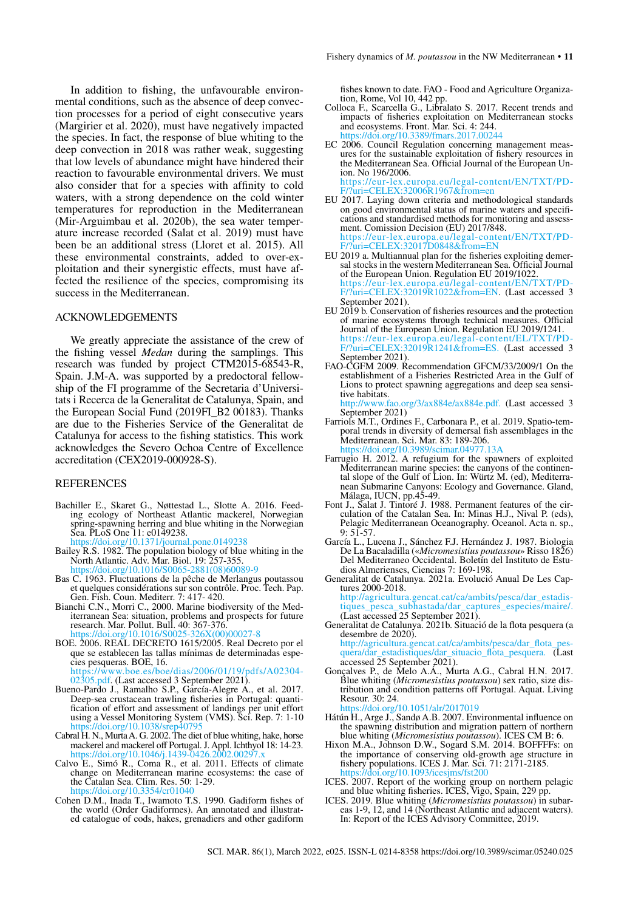In addition to fishing, the unfavourable environmental conditions, such as the absence of deep convection processes for a period of eight consecutive years (Margirier et al. 2020), must have negatively impacted the species. In fact, the response of blue whiting to the deep convection in 2018 was rather weak, suggesting that low levels of abundance might have hindered their reaction to favourable environmental drivers. We must also consider that for a species with affinity to cold waters, with a strong dependence on the cold winter temperatures for reproduction in the Mediterranean (Mir-Arguimbau et al. 2020b), the sea water temperature increase recorded (Salat et al. 2019) must have been be an additional stress (Lloret et al. 2015). All these environmental constraints, added to over-exploitation and their synergistic effects, must have affected the resilience of the species, compromising its success in the Mediterranean.

## ACKNOWLEDGEMENTS

We greatly appreciate the assistance of the crew of the fishing vessel *Medan* during the samplings. This research was funded by project CTM2015-68543-R, Spain. J.M-A. was supported by a predoctoral fellowship of the FI programme of the Secretaria d'Universitats i Recerca de la Generalitat de Catalunya, Spain, and the European Social Fund (2019FI_B2 00183). Thanks are due to the Fisheries Service of the Generalitat de Catalunya for access to the fishing statistics. This work acknowledges the Severo Ochoa Centre of Excellence accreditation (CEX2019-000928-S).

## REFERENCES

Bachiller E., Skaret G., Nøttestad L., Slotte A. 2016. Feeding ecology of Northeast Atlantic mackerel, Norwegian spring-spawning herring and blue whiting in the Norwegian Sea. PLoS One 11: e0149238. https://doi.org/10.1371/journal.pone.0149238

Bailey R.S. 1982. The population biology of blue whiting in the North Atlantic. Adv. Mar. Biol. 19: 257-355. https://doi.org/10.1016/S0065-2881(08)60089-9

Bas C. 1963. Fluctuations de la pêche de Merlangus poutassou et quelques considérations sur son contrôle. Proc. Tech. Pap. Gen. Fish. Coun. Mediterr. 7: 417- 420.

Bianchi C.N., Morri C., 2000. Marine biodiversity of the Mediterranean Sea: situation, problems and prospects for future research. Mar. Pollut. Bull. 40: 367-376. https://doi.org/10.1016/S0025-326X(00)00027-8

BOE. 2006. REAL DECRETO 1615/2005. Real Decreto por el que se establecen las tallas mínimas de determinadas especies pesqueras. BOE, 16. https://www.boe.es/boe/dias/2006/01/19/pdfs/A02304-02305.pdf. (Last accessed 3 September 2021).

Bueno-Pardo J., Ramalho S.P., García-Alegre A., et al. 2017. Deep-sea crustacean trawling fisheries in Portugal: quantification of effort and assessment of landings per unit effort using a Vessel Monitoring System (VMS). Sci. Rep. 7: 1-10 https://doi.org/10.1038/srep40795

Cabral H. N., Murta A. G. 2002. The diet of blue whiting, hake, horse mackerel and mackerel off Portugal. J. Appl. Ichthyol 18: 14-23. https://doi.org/10.1046/j.1439-0426.2002.00297.x

Calvo E., Simó R., Coma R., et al. 2011. Effects of climate change on Mediterranean marine ecosystems: the case of the Catalan Sea. Clim. Res. 50: 1-29. https://doi.org/10.3354/cr01040

Cohen D.M., Inada T., Iwamoto T.S. 1990. Gadiform fishes of the world (Order Gadiformes). An annotated and illustrated catalogue of cods, hakes, grenadiers and other gadiform fishes known to date. FAO - Food and Agriculture Organization, Rome, Vol 10, 442 pp.

Colloca F., Scarcella G., Libralato S. 2017. Recent trends and impacts of fisheries exploitation on Mediterranean stocks and ecosystems. Front. Mar. Sci. 4: 244. https://doi.org/10.3389/fmars.2017.00244

EC 2006. Council Regulation concerning management measures for the sustainable exploitation of fishery resources in the Mediterranean Sea. Official Journal of the European Union. No 196/2006. https://eur-lex.europa.eu/legal-content/EN/TXT/PDF/?uri=CELEX:32006R1967&from=en

EU 2017. Laying down criteria and methodological standards on good environmental status of marine waters and specifications and standardised methods for monitoring and assessment. Comission Decision (EU) 2017/848. https://eur-lex.europa.eu/legal-content/EN/TXT/PDF/?uri=CELEX:32017D0848&from=EN

EU 2019 a. Multiannual plan for the fisheries exploiting demersal stocks in the western Mediterranean Sea. Official Journal of the European Union. Regulation EU 2019/1022. https://eur-lex.europa.eu/legal-content/EN/TXT/PDF/?uri=CELEX:32019R1022&from=EN. (Last accessed 3 September 2021).

EU 2019 b. Conservation of fisheries resources and the protection of marine ecosystems through technical measures. Official Journal of the European Union. Regulation EU 2019/1241. https://eur-lex.europa.eu/legal-content/EL/TXT/PDF/?uri=CELEX:32019R1241&from=ES. (Last accessed 3 September 2021).

FAO-CGFM 2009. Recommendation GFCM/33/2009/1 On the establishment of a Fisheries Restricted Area in the Gulf of Lions to protect spawning aggregations and deep sea sensitive habitats. http://www.fao.org/3/ax884e/ax884e.pdf. (Last accessed 3 September 2021)

Farriols M.T., Ordines F., Carbonara P., et al. 2019. Spatio-temporal trends in diversity of demersal fish assemblages in the Mediterranean. Sci. Mar. 83: 189-206. https://doi.org/10.3989/scimar.04977.13A

Farrugio H. 2012. A refugium for the spawners of exploited Mediterranean marine species: the canyons of the continental slope of the Gulf of Lion. In: Würtz M. (ed), Mediterranean Submarine Canyons: Ecology and Governance. Gland, Málaga, IUCN, pp.45-49.

Font J., Salat J. Tintoré J. 1988. Permanent features of the circulation of the Catalan Sea. In: Minas H.J., Nival P. (eds), Pelagic Mediterranean Oceanography. Oceanol. Acta n. sp., 9: 51-57.

García L., Lucena J., Sánchez F.J. Hernández J. 1987. Biologia De La Bacaladilla («*Micromesistius poutassou*» Risso 1826) Del Mediterraneo Occidental. Boletín del Instituto de Estudios Almerienses, Ciencias 7: 169-198.

Generalitat de Catalunya. 2021a. Evolució Anual De Les Captures 2000-2018. http://agricultura.gencat.cat/ca/ambits/pesca/dar_estadistiques_pesca_subhastada/dar_captures_especies/maire/. (Last accessed 25 September 2021).

Generalitat de Catalunya. 2021b. Situació de la flota pesquera (a desembre de 2020). http://agricultura.gencat.cat/ca/ambits/pesca/dar_flota_pesquera/dar_estadistiques/dar_situacio_flota_pesquera. (Last accessed 25 September 2021).

Gonçalves P., de Melo A.Á., Murta A.G., Cabral H.N. 2017. Blue whiting (*Micromesistius poutassou*) sex ratio, size distribution and condition patterns off Portugal. Aquat. Living Resour. 30: 24. https://doi.org/10.1051/alr/2017019

Hátún H., Arge J., Sandø A.B. 2007. Environmental influence on the spawning distribution and migration pattern of northern blue whiting (*Micromesistius poutassou*). ICES CM B: 6.

Hixon M.A., Johnson D.W., Sogard S.M. 2014. BOFFFFs: on the importance of conserving old-growth age structure in fishery populations. ICES J. Mar. Sci. 71: 2171-2185. https://doi.org/10.1093/icesjms/fst200

ICES. 2007. Report of the working group on northern pelagic and blue whiting fisheries. ICES, Vigo, Spain, 229 pp.

ICES. 2019. Blue whiting (*Micromesistius poutassou*) in subareas 1-9, 12, and 14 (Northeast Atlantic and adjacent waters). In: Report of the ICES Advisory Committee, 2019.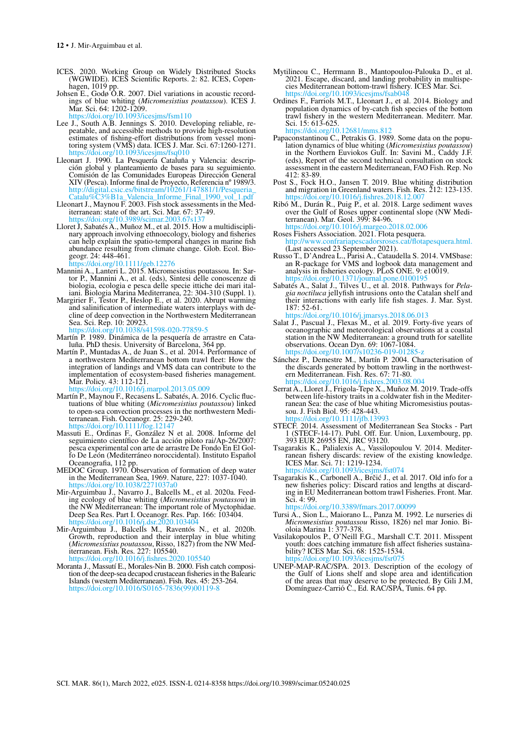ICES. 2020. Working Group on Widely Distributed Stocks (WGWIDE). ICES Scientific Reports. 2: 82. ICES, Copenhagen, 1019 pp.

Johsen E., Godø O.R. 2007. Diel variations in acoustic recordings of blue whiting (*Micromesistius poutassou*). ICES J. Mar. Sci. 64: 1202-1209. https://doi.org/10.1093/icesjms/fsm110

Lee J., South A.B. Jennings S. 2010. Developing reliable, repeatable, and accessible methods to provide high-resolution estimates of fishing-effort distributions from vessel monitoring system (VMS) data. ICES J. Mar. Sci. 67:1260-1271. https://doi.org/10.1093/icesjms/fsq010

Lleonart J. 1990. La Pesquería Cataluña y Valencia: descripción global y planteamiento de bases para su seguimiento. Comisión de las Comunidades Europeas Dirección General XIV (Pesca). Informe final de Proyecto, Referencia nº 1989/3. http://digital.csic.es/bitstream/10261/147881/1/Pesqueria_Catalu%C3%B1a_Valencia_Informe_Final_1990_vol_1.pdf

Lleonart J., Maynou F. 2003. Fish stock assessments in the Mediterranean: state of the art. Sci. Mar. 67: 37-49. https://doi.org/10.3989/scimar.2003.67s137

Lloret J, Sabatés A., Muñoz M., et al. 2015. How a multidisciplinary approach involving ethnoecology, biology and fisheries can help explain the spatio-temporal changes in marine fish abundance resulting from climate change. Glob. Ecol. Biogeogr. 24: 448-461. https://doi.org/10.1111/geb.12276

Mannini A., Lanteri L. 2015. Micromesistius poutassou. In: Sartor P., Mannini A., et al. (eds), Sintesi delle conoscenze di biologia, ecologia e pesca delle specie ittiche dei mari italiani. Biologia Marina Mediterranea, 22: 304-310 (Suppl. 1).

Margirier F., Testor P., Heslop E., et al. 2020. Abrupt warming and salinification of intermediate waters interplays with decline of deep convection in the Northwestern Mediterranean Sea. Sci. Rep. 10: 20923. https://doi.org/10.1038/s41598-020-77859-5

Martín P. 1989. Dinámica de la pesquería de arrastre en Cataluña. PhD thesis. University of Barcelona, 364 pp.

Martín P., Muntadas A., de Juan S., et al. 2014. Performance of a northwestern Mediterranean bottom trawl fleet: How the integration of landings and VMS data can contribute to the implementation of ecosystem-based fisheries management. Mar. Policy. 43: 112-121. https://doi.org/10.1016/j.marpol.2013.05.009

Martín P., Maynou F., Recasens L. Sabatés, A. 2016. Cyclic fluctuations of blue whiting (*Micromesistius poutassou*) linked to open-sea convection processes in the northwestern Mediterranean. Fish. Oceanogr. 25: 229-240. https://doi.org/10.1111/fog.12147

Massuti E., Ordinas F., González N et al. 2008. Informe del seguimiento científico de La acción piloto rai/Ap-26/2007: pesca experimental con arte de arrastre De Fondo En El Golfo De León (Mediterráneo noroccidental). Instituto Español Oceanografia, 112 pp.

MEDOC Group. 1970. Observation of formation of deep water in the Mediterranean Sea, 1969. Nature, 227: 1037-1040. https://doi.org/10.1038/2271037a0

Mir-Arguimbau J., Navarro J., Balcells M., et al. 2020a. Feeding ecology of blue whiting (*Micromesistius poutassou*) in the NW Mediterranean: The important role of Myctophidae. Deep Sea Res. Part I. Oceanogr. Res. Pap. 166: 103404. https://doi.org/10.1016/j.dsr.2020.103404

Mir-Arguimbau J., Balcells M., Raventós N., et al. 2020b. Growth, reproduction and their interplay in blue whiting (*Micromesistius poutassou*, Risso, 1827) from the NW Mediterranean. Fish. Res. 227: 105540. https://doi.org/10.1016/j.fishres.2020.105540

Moranta J., Massutí E., Morales-Nin B. 2000. Fish catch composition of the deep-sea decapod crustacean fisheries in the Balearic Islands (western Mediterranean). Fish. Res. 45: 253-264. https://doi.org/10.1016/S0165-7836(99)00119-8

Mytilineou C., Herrmann B., Mantopoulou-Palouka D., et al. 2021. Escape, discard, and landing probability in multispecies Mediterranean bottom-trawl fishery. ICES Mar. Sci. https://doi.org/10.1093/icesjms/fsab048

Ordines F., Farriols M.T., Lleonart J., et al. 2014. Biology and population dynamics of by-catch fish species of the bottom trawl fishery in the western Mediterranean. Mediterr. Mar. Sci. 15: 613-625. https://doi.org/10.12681/mms.812

Papaconstantinou C., Petrakis G. 1989. Some data on the population dynamics of blue whiting (*Micromesistius poutassou*) in the Northern Euviokos Gulf. In: Savini M., Caddy J.F. (eds), Report of the second technical consultation on stock assessment in the eastern Mediterranean, FAO Fish. Rep. No 412: 83-89.

Post S., Fock H.O., Jansen T. 2019. Blue whiting distribution and migration in Greenland waters. Fish. Res. 212: 123-135. https://doi.org/10.1016/j.fishres.2018.12.007

Ribó M., Durán R., Puig P., et al. 2018. Large sediment waves over the Gulf of Roses upper continental slope (NW Mediterranean). Mar. Geol. 399: 84-96. https://doi.org/10.1016/j.margeo.2018.02.006

Roses Fishers Association. 2021. Flota pesquera. http://www.confrariapescadorsroses.cat/flotapesquera.html. (Last accessed 23 September 2021).

Russo T., D'Andrea L., Parisi A., Cataudella S. 2014. VMSbase: an R-package for VMS and logbook data management and analysis in fisheries ecology. PLoS ONE. 9: e10019. https://doi.org/10.1371/journal.pone.0100195

Sabatés A., Salat J., Tilves U., et al. 2018. Pathways for *Pelagia noctiluca* jellyfish intrusions onto the Catalan shelf and their interactions with early life fish stages. J. Mar. Syst. 187: 52-61. https://doi.org/10.1016/j.jmarsys.2018.06.013

Salat J., Pascual J., Flexas M., et al. 2019. Forty-five years of oceanographic and meteorological observations at a coastal station in the NW Mediterranean: a ground truth for satellite observations. Ocean Dyn. 69: 1067-1084. https://doi.org/10.1007/s10236-019-01285-z

Sánchez P., Demestre M., Martín P. 2004. Characterisation of the discards generated by bottom trawling in the northwestern Mediterranean. Fish. Res. 67: 71-80. https://doi.org/10.1016/j.fishres.2003.08.004

Serrat A., Lloret J., Frigola-Tepe X., Muñoz M. 2019. Trade-offs between life-history traits in a coldwater fish in the Mediterranean Sea: the case of blue whiting Micromesistius poutassou. J. Fish Biol. 95: 428-443. https://doi.org/10.1111/jfb.13993

STECF. 2014. Assessment of Mediterranean Sea Stocks - Part 1 (STECF-14-17). Publ. Off. Eur. Union, Luxembourg, pp. 393 EUR 26955 EN, JRC 93120.

Tsagarakis K., Palialexis A., Vassilopoulou V. 2014. Mediterranean fishery discards: review of the existing knowledge. ICES Mar. Sci. 71: 1219-1234. https://doi.org/10.1093/icesjms/fst074

Tsagarakis K., Carbonell A., Brčić J., et al. 2017. Old info for a new fisheries policy: Discard ratios and lengths at discarding in EU Mediterranean bottom trawl Fisheries. Front. Mar. Sci. 4: 99. https://doi.org/10.3389/fmars.2017.00099

Tursi A., Sion L., Maiorano L., Panza M. 1992. Le nurseries di *Micromesistius poutassou* Risso, 1826) nel mar Jonio. Biologia Marina 1: 377-378.

Vasilakopoulos P., O'Neill F.G., Marshall C.T. 2011. Misspent youth: does catching immature fish affect fisheries sustainability? ICES Mar. Sci. 68: 1525-1534. https://doi.org/10.1093/icesjms/fsr075

UNEP-MAP-RAC/SPA. 2013. Description of the ecology of the Gulf of Lions shelf and slope area and identification of the areas that may deserve to be protected. By Gili J.M, Domínguez-Carrió C., Ed. RAC/SPA, Tunis. 64 pp.